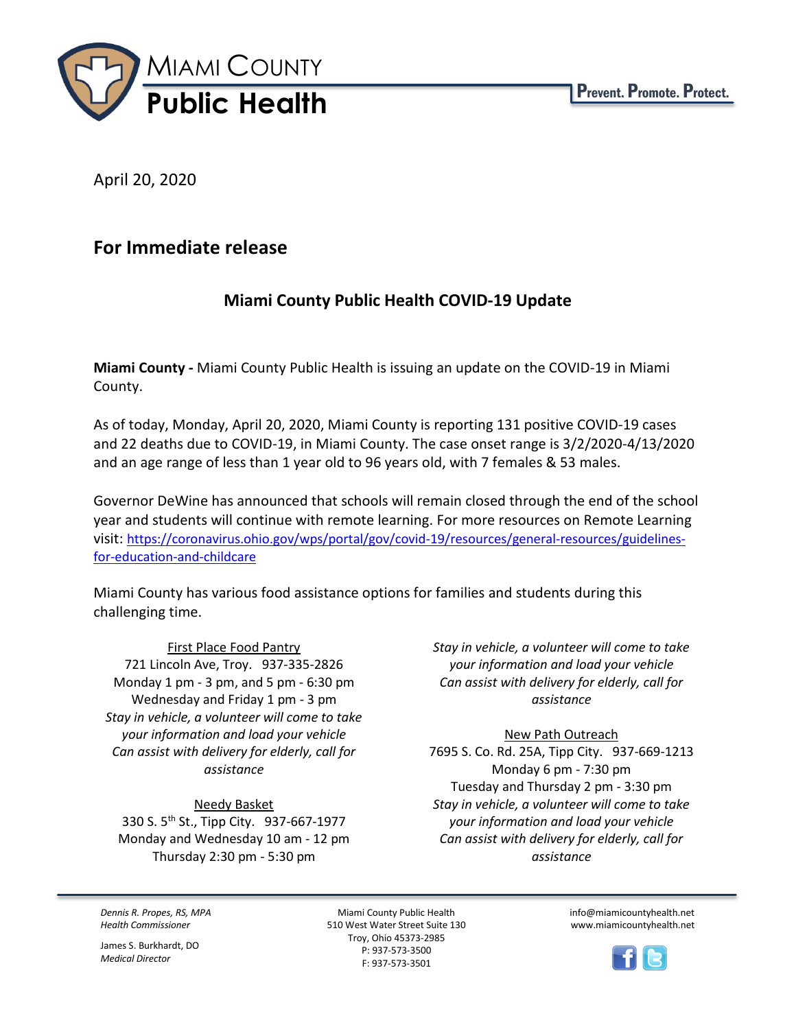# Miami County Public Health

Prevent. Promote. Protect.

April 20, 2020

## For Immediate release

### Miami County Public Health COVID-19 Update

**Miami County -** Miami County Public Health is issuing an update on the COVID-19 in Miami County.

As of today, Monday, April 20, 2020, Miami County is reporting 131 positive COVID-19 cases and 22 deaths due to COVID-19, in Miami County. The case onset range is 3/2/2020-4/13/2020 and an age range of less than 1 year old to 96 years old, with 7 females & 53 males.

Governor DeWine has announced that schools will remain closed through the end of the school year and students will continue with remote learning. For more resources on Remote Learning visit: https://coronavirus.ohio.gov/wps/portal/gov/covid-19/resources/general-resources/guidelines-for-education-and-childcare

Miami County has various food assistance options for families and students during this challenging time.

First Place Food Pantry
721 Lincoln Ave, Troy. 937-335-2826
Monday 1 pm - 3 pm, and 5 pm - 6:30 pm
Wednesday and Friday 1 pm - 3 pm
*Stay in vehicle, a volunteer will come to take your information and load your vehicle*
*Can assist with delivery for elderly, call for assistance*

Needy Basket
330 S. 5th St., Tipp City. 937-667-1977
Monday and Wednesday 10 am - 12 pm
Thursday 2:30 pm - 5:30 pm
*Stay in vehicle, a volunteer will come to take your information and load your vehicle*
*Can assist with delivery for elderly, call for assistance*

New Path Outreach
7695 S. Co. Rd. 25A, Tipp City. 937-669-1213
Monday 6 pm - 7:30 pm
Tuesday and Thursday 2 pm - 3:30 pm
*Stay in vehicle, a volunteer will come to take your information and load your vehicle*
*Can assist with delivery for elderly, call for assistance*

*Dennis R. Propes, RS, MPA*
*Health Commissioner*

James S. Burkhardt, DO
*Medical Director*

Miami County Public Health
510 West Water Street Suite 130
Troy, Ohio 45373-2985
P: 937-573-3500
F: 937-573-3501

info@miamicountyhealth.net
www.miamicountyhealth.net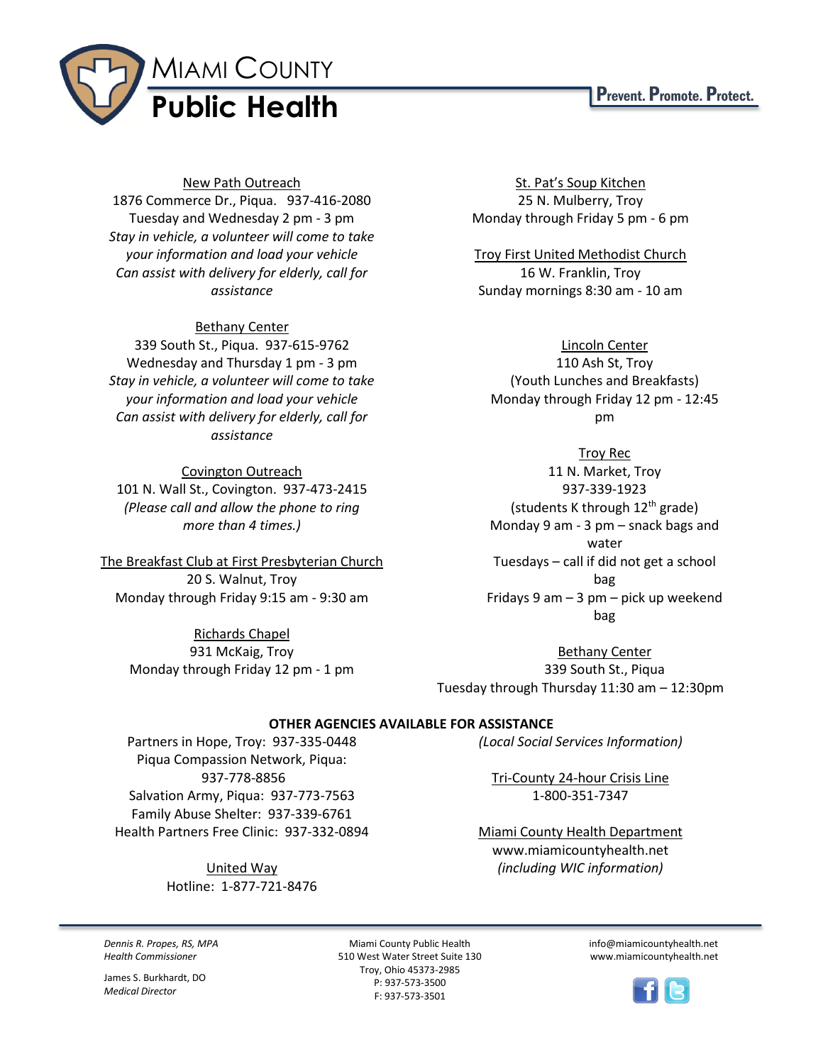New Path Outreach
1876 Commerce Dr., Piqua. 937-416-2080
Tuesday and Wednesday 2 pm - 3 pm
*Stay in vehicle, a volunteer will come to take your information and load your vehicle*
*Can assist with delivery for elderly, call for assistance*

Bethany Center
339 South St., Piqua. 937-615-9762
Wednesday and Thursday 1 pm - 3 pm
*Stay in vehicle, a volunteer will come to take your information and load your vehicle*
*Can assist with delivery for elderly, call for assistance*

Covington Outreach
101 N. Wall St., Covington. 937-473-2415
*(Please call and allow the phone to ring more than 4 times.)*

The Breakfast Club at First Presbyterian Church
20 S. Walnut, Troy
Monday through Friday 9:15 am - 9:30 am

Richards Chapel
931 McKaig, Troy
Monday through Friday 12 pm - 1 pm

St. Pat's Soup Kitchen
25 N. Mulberry, Troy
Monday through Friday 5 pm - 6 pm

Troy First United Methodist Church
16 W. Franklin, Troy
Sunday mornings 8:30 am - 10 am

Lincoln Center
110 Ash St, Troy
(Youth Lunches and Breakfasts)
Monday through Friday 12 pm - 12:45 pm

Troy Rec
11 N. Market, Troy
937-339-1923
(students K through 12th grade)
Monday 9 am - 3 pm – snack bags and water
Tuesdays – call if did not get a school bag
Fridays 9 am – 3 pm – pick up weekend bag

Bethany Center
339 South St., Piqua
Tuesday through Thursday 11:30 am – 12:30pm

**OTHER AGENCIES AVAILABLE FOR ASSISTANCE**

Partners in Hope, Troy: 937-335-0448
Piqua Compassion Network, Piqua: 937-778-8856
Salvation Army, Piqua: 937-773-7563
Family Abuse Shelter: 937-339-6761
Health Partners Free Clinic: 937-332-0894

United Way
Hotline: 1-877-721-8476
*(Local Social Services Information)*

Tri-County 24-hour Crisis Line
1-800-351-7347

Miami County Health Department
www.miamicountyhealth.net
*(including WIC information)*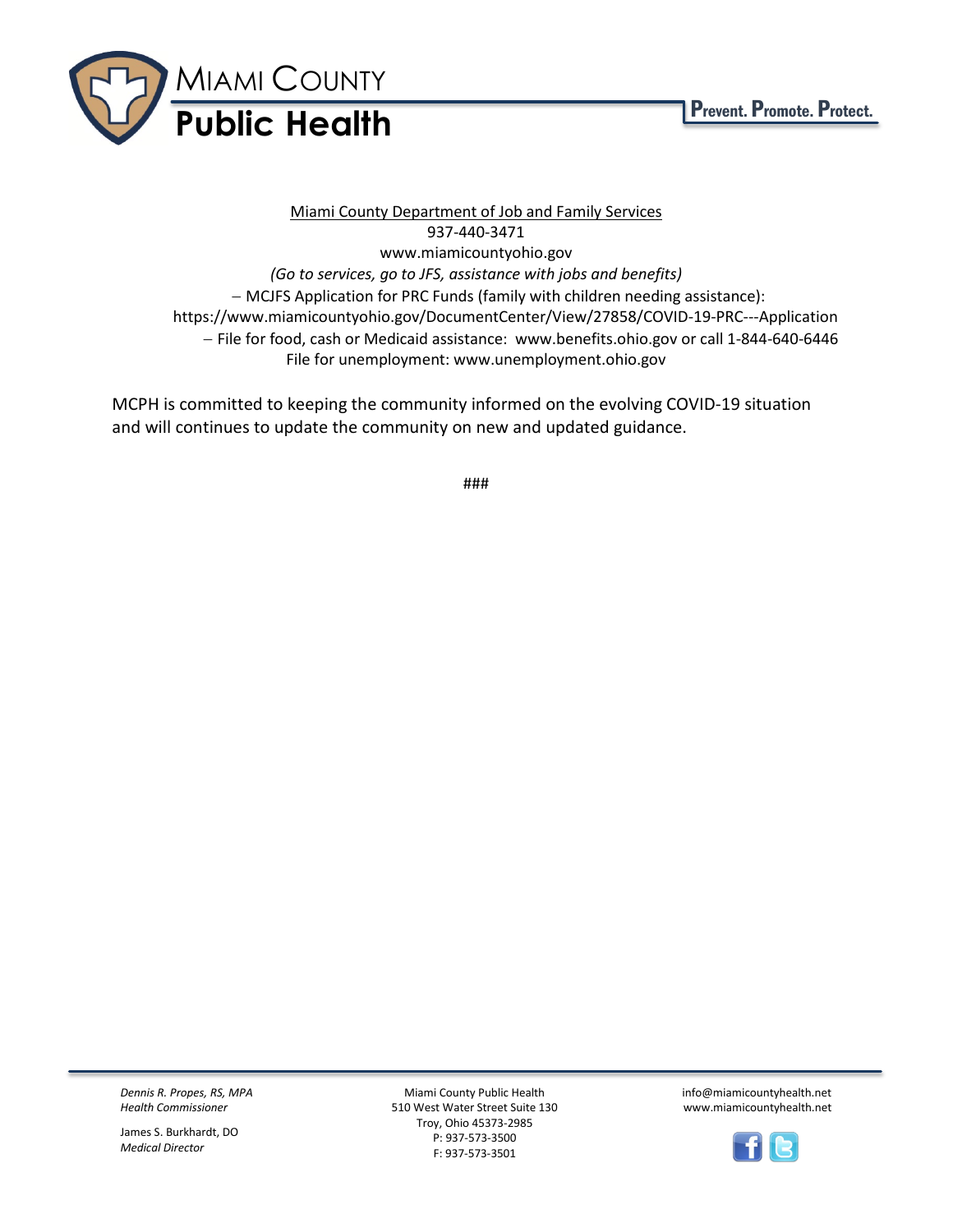Miami County Department of Job and Family Services
937-440-3471
www.miamicountyohio.gov
*(Go to services, go to JFS, assistance with jobs and benefits)*

- MCJFS Application for PRC Funds (family with children needing assistance): https://www.miamicountyohio.gov/DocumentCenter/View/27858/COVID-19-PRC---Application
- File for food, cash or Medicaid assistance: www.benefits.ohio.gov or call 1-844-640-6446

File for unemployment: www.unemployment.ohio.gov

MCPH is committed to keeping the community informed on the evolving COVID-19 situation and will continues to update the community on new and updated guidance.

###